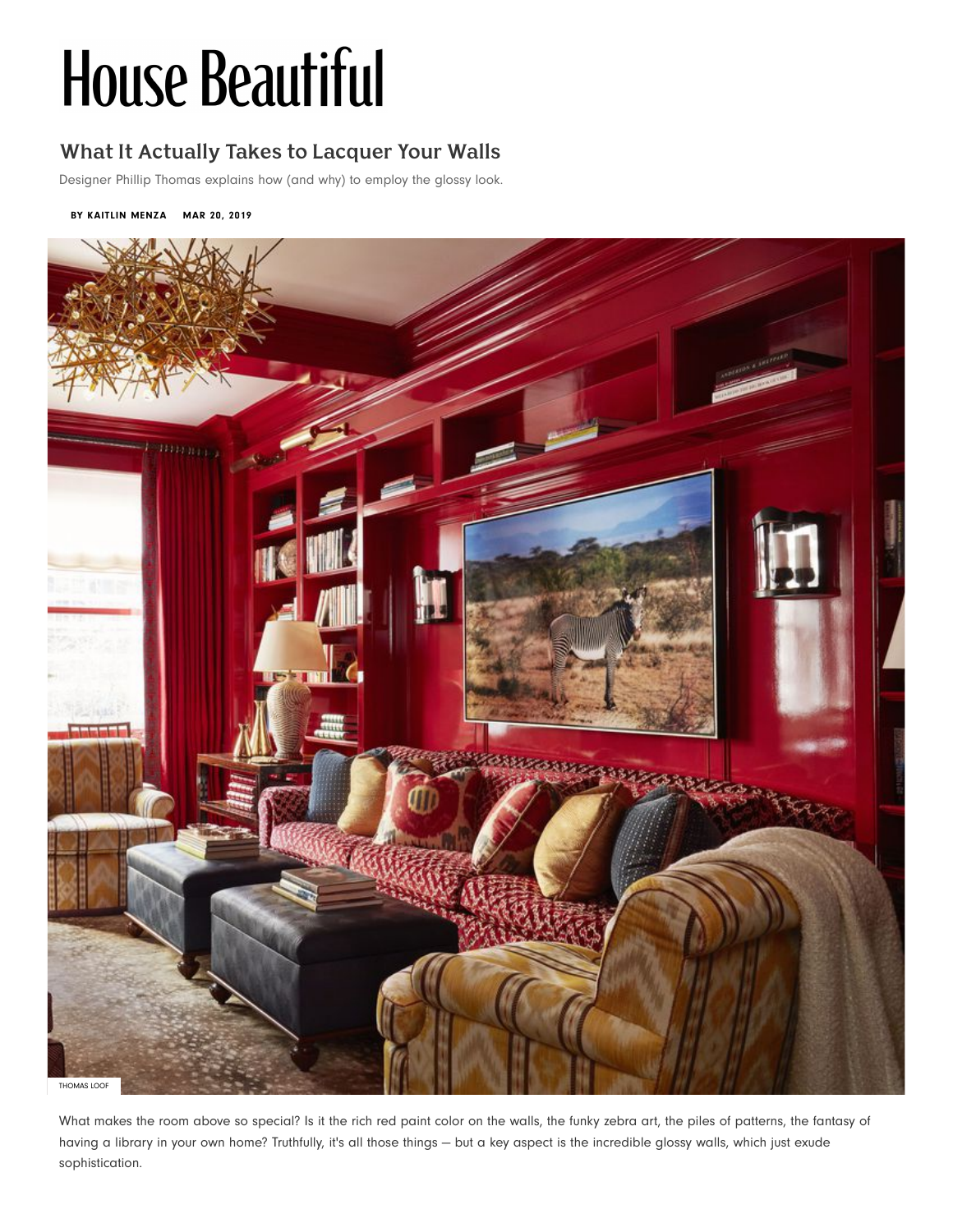# House Beautiful

## What It Actually Takes to Lacquer Your Walls

Designer Phillip Thomas explains how (and why) to employ the glossy look.

**BY KAITLIN MENZA MAR 20, 2019**

THOMAS LOOF

What makes the room above so special? Is it the rich red paint color on the walls, the funky zebra art, the piles of patterns, the fantasy of having a library in your own home? Truthfully, it's all those things — but a key aspect is the incredible glossy walls, which just exude sophistication.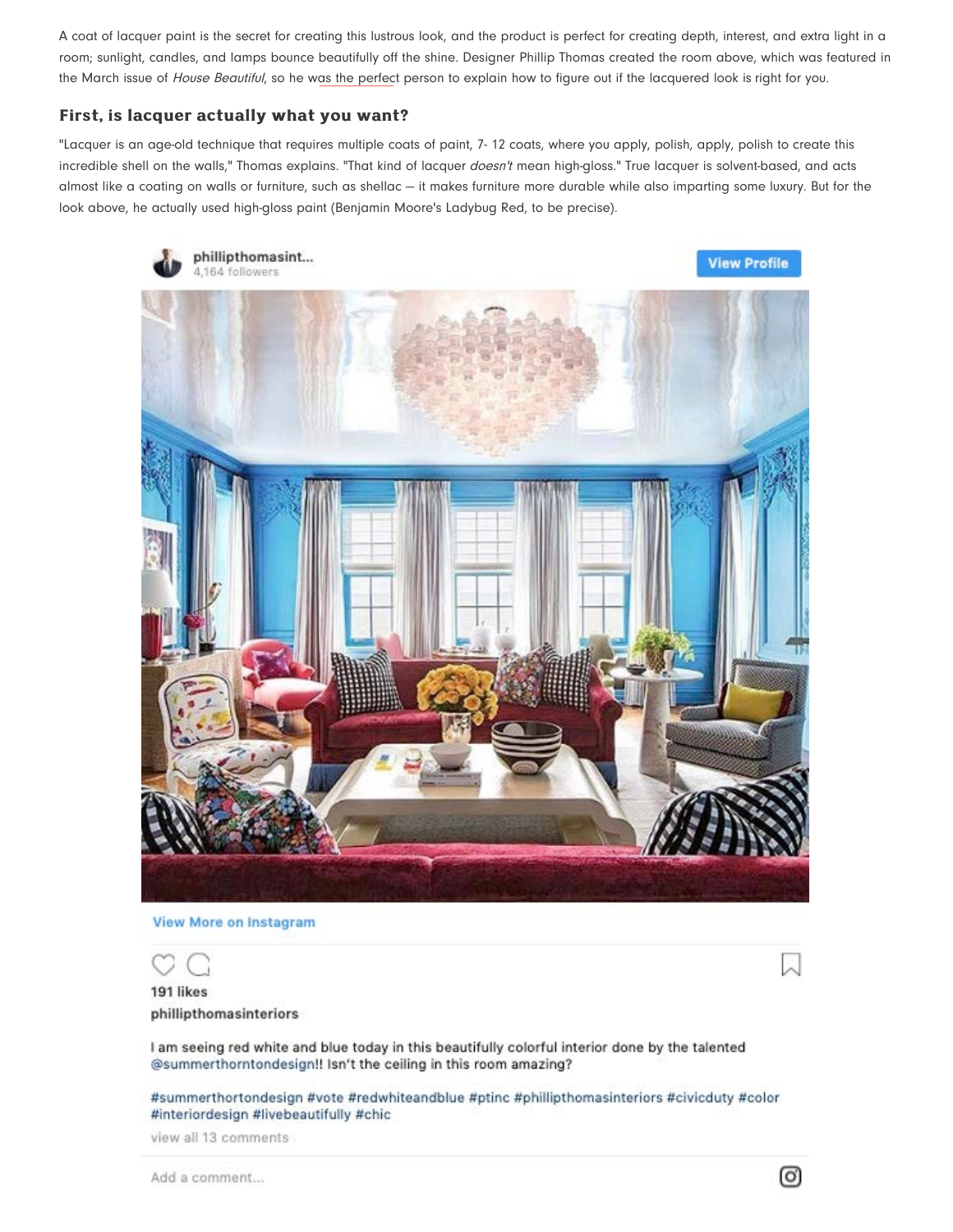A coat of lacquer paint is the secret for creating this lustrous look, and the product is perfect for creating depth, interest, and extra light in a room; sunlight, candles, and lamps bounce beautifully off the shine. Designer Phillip Thomas created the room above, which was featured in the March issue of *House Beautiful*, so he was the perfect person to explain how to figure out if the lacquered look is right for you.

## First, is lacquer actually what you want?

"Lacquer is an age-old technique that requires multiple coats of paint, 7- 12 coats, where you apply, polish, apply, polish to create this incredible shell on the walls," Thomas explains. "That kind of lacquer *doesn't* mean high-gloss." True lacquer is solvent-based, and acts almost like a coating on walls or furniture, such as shellac — it makes furniture more durable while also imparting some luxury. But for the look above, he actually used high-gloss paint (Benjamin Moore's Ladybug Red, to be precise).

phillipthomasint...
4,164 followers

View Profile

View More on Instagram

191 likes

phillipthomasinteriors

I am seeing red white and blue today in this beautifully colorful interior done by the talented @summerthorntondesign!! Isn't the ceiling in this room amazing?

#summerthortondesign #vote #redwhiteandblue #ptinc #phillipthomasinteriors #civicduty #color #interiordesign #livebeautifully #chic

view all 13 comments

Add a comment...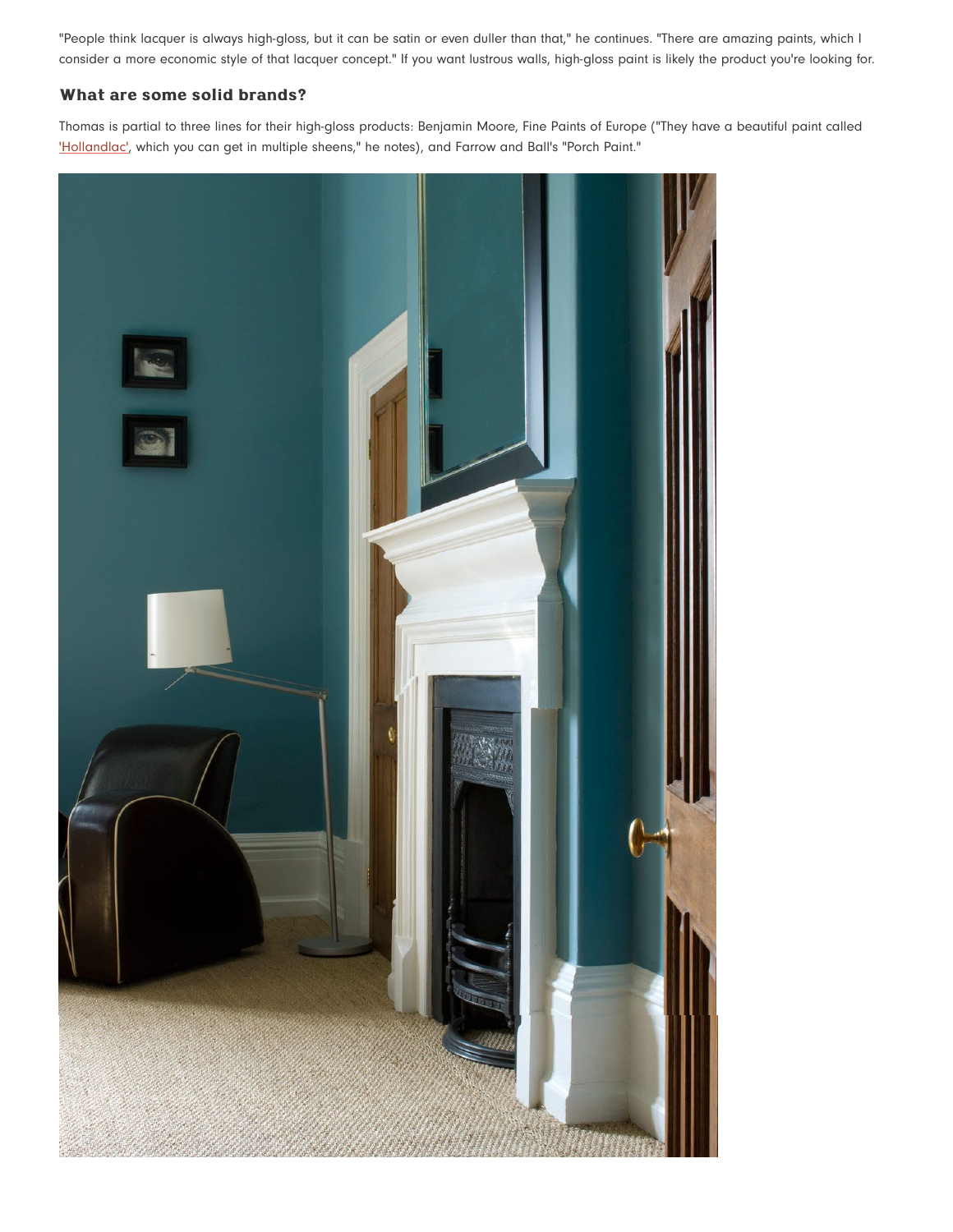"People think lacquer is always high-gloss, but it can be satin or even duller than that," he continues. "There are amazing paints, which I consider a more economic style of that lacquer concept." If you want lustrous walls, high-gloss paint is likely the product you're looking for.

### What are some solid brands?

Thomas is partial to three lines for their high-gloss products: Benjamin Moore, Fine Paints of Europe ("They have a beautiful paint called 'Hollandlac', which you can get in multiple sheens," he notes), and Farrow and Ball's "Porch Paint."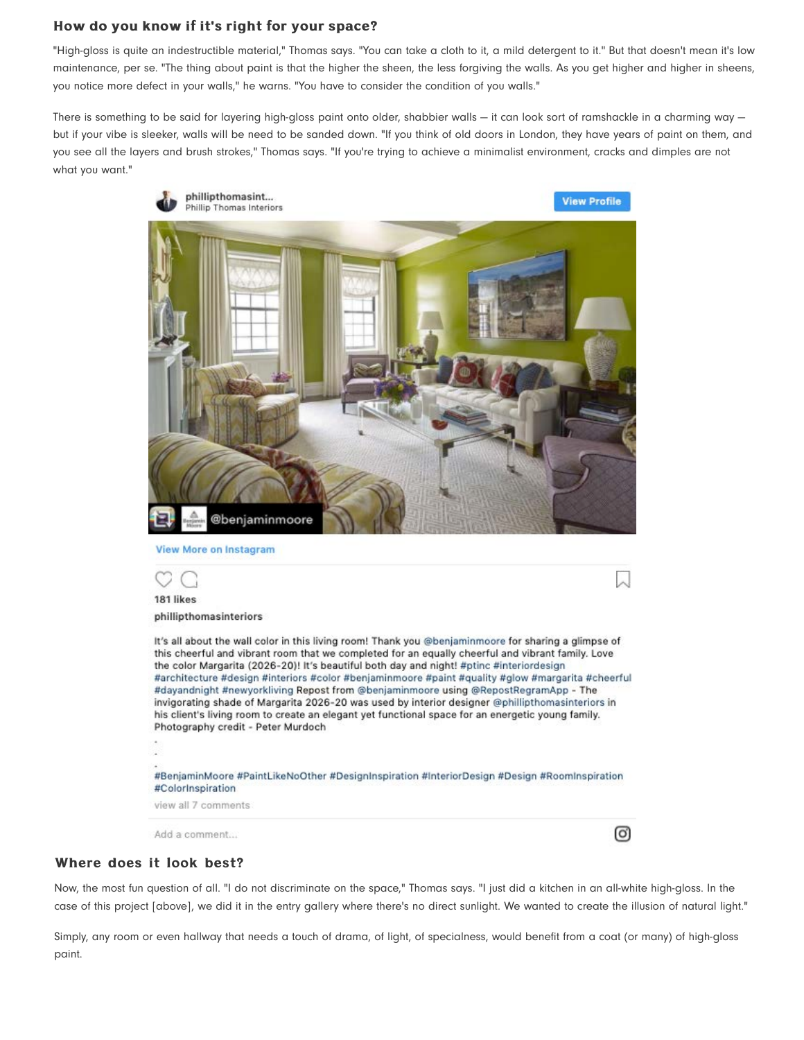### How do you know if it's right for your space?

"High-gloss is quite an indestructible material," Thomas says. "You can take a cloth to it, a mild detergent to it." But that doesn't mean it's low maintenance, per se. "The thing about paint is that the higher the sheen, the less forgiving the walls. As you get higher and higher in sheens, you notice more defect in your walls," he warns. "You have to consider the condition of you walls."

There is something to be said for layering high-gloss paint onto older, shabbier walls — it can look sort of ramshackle in a charming way — but if your vibe is sleeker, walls will be need to be sanded down. "If you think of old doors in London, they have years of paint on them, and you see all the layers and brush strokes," Thomas says. "If you're trying to achieve a minimalist environment, cracks and dimples are not what you want."

phillipthomasint...
Phillip Thomas Interiors
View Profile

@benjaminmoore

View More on Instagram

181 likes

phillipthomasinteriors

It's all about the wall color in this living room! Thank you @benjaminmoore for sharing a glimpse of this cheerful and vibrant room that we completed for an equally cheerful and vibrant family. Love the color Margarita (2026-20)! It's beautiful both day and night! #ptinc #interiordesign #architecture #design #interiors #color #benjaminmoore #paint #quality #glow #margarita #cheerful #dayandnight #newyorkliving Repost from @benjaminmoore using @RepostRegramApp - The invigorating shade of Margarita 2026-20 was used by interior designer @phillipthomasinteriors in his client's living room to create an elegant yet functional space for an energetic young family. Photography credit - Peter Murdoch
.
.
.
#BenjaminMoore #PaintLikeNoOther #DesignInspiration #InteriorDesign #Design #RoomInspiration #ColorInspiration

view all 7 comments

Add a comment...

### Where does it look best?

Now, the most fun question of all. "I do not discriminate on the space," Thomas says. "I just did a kitchen in an all-white high-gloss. In the case of this project [above], we did it in the entry gallery where there's no direct sunlight. We wanted to create the illusion of natural light."

Simply, any room or even hallway that needs a touch of drama, of light, of specialness, would benefit from a coat (or many) of high-gloss paint.